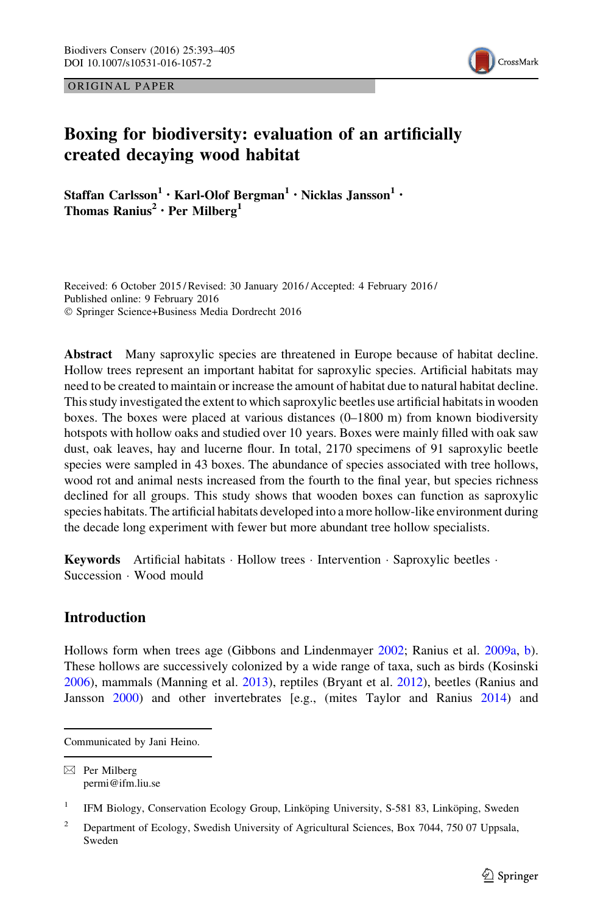ORIGINAL PAPER

# Boxing for biodiversity: evaluation of an artificially created decaying wood habitat

**Staffan Carlsson[1] · Karl-Olof Bergman[1] · Nicklas Jansson[1] · Thomas Ranius[2] · Per Milberg[1]**

Received: 6 October 2015 / Revised: 30 January 2016 / Accepted: 4 February 2016 / Published online: 9 February 2016
© Springer Science+Business Media Dordrecht 2016

**Abstract** Many saproxylic species are threatened in Europe because of habitat decline. Hollow trees represent an important habitat for saproxylic species. Artificial habitats may need to be created to maintain or increase the amount of habitat due to natural habitat decline. This study investigated the extent to which saproxylic beetles use artificial habitats in wooden boxes. The boxes were placed at various distances (0–1800 m) from known biodiversity hotspots with hollow oaks and studied over 10 years. Boxes were mainly filled with oak saw dust, oak leaves, hay and lucerne flour. In total, 2170 specimens of 91 saproxylic beetle species were sampled in 43 boxes. The abundance of species associated with tree hollows, wood rot and animal nests increased from the fourth to the final year, but species richness declined for all groups. This study shows that wooden boxes can function as saproxylic species habitats. The artificial habitats developed into a more hollow-like environment during the decade long experiment with fewer but more abundant tree hollow specialists.

**Keywords** Artificial habitats · Hollow trees · Intervention · Saproxylic beetles · Succession · Wood mould

## Introduction

Hollows form when trees age (Gibbons and Lindenmayer 2002; Ranius et al. 2009a, b). These hollows are successively colonized by a wide range of taxa, such as birds (Kosinski 2006), mammals (Manning et al. 2013), reptiles (Bryant et al. 2012), beetles (Ranius and Jansson 2000) and other invertebrates [e.g., (mites Taylor and Ranius 2014) and

---

Communicated by Jani Heino.

✉ Per Milberg
permi@ifm.liu.se

[1] IFM Biology, Conservation Ecology Group, Linköping University, S-581 83, Linköping, Sweden

[2] Department of Ecology, Swedish University of Agricultural Sciences, Box 7044, 750 07 Uppsala, Sweden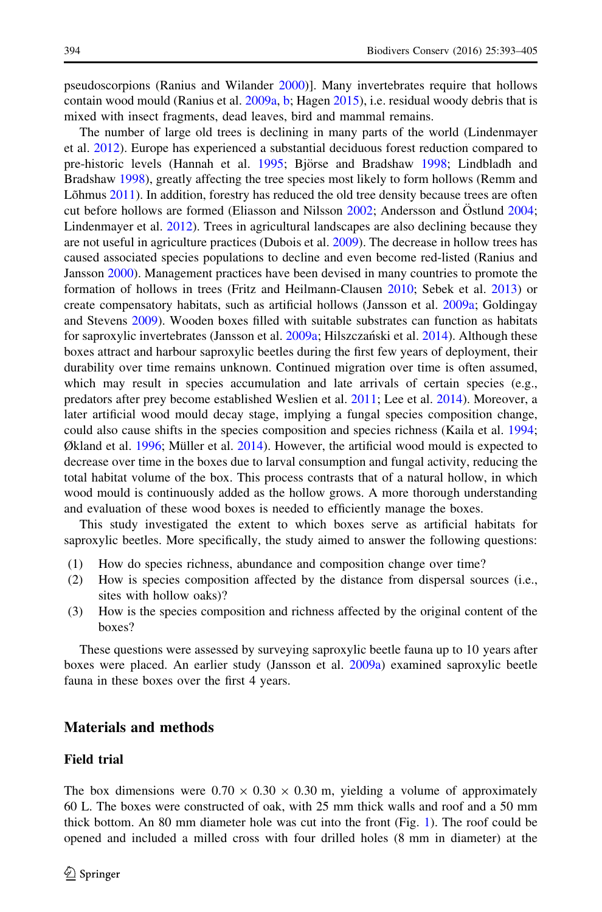pseudoscorpions (Ranius and Wilander 2000)]. Many invertebrates require that hollows contain wood mould (Ranius et al. 2009a, b; Hagen 2015), i.e. residual woody debris that is mixed with insect fragments, dead leaves, bird and mammal remains.

The number of large old trees is declining in many parts of the world (Lindenmayer et al. 2012). Europe has experienced a substantial deciduous forest reduction compared to pre-historic levels (Hannah et al. 1995; Björse and Bradshaw 1998; Lindbladh and Bradshaw 1998), greatly affecting the tree species most likely to form hollows (Remm and Lõhmus 2011). In addition, forestry has reduced the old tree density because trees are often cut before hollows are formed (Eliasson and Nilsson 2002; Andersson and Östlund 2004; Lindenmayer et al. 2012). Trees in agricultural landscapes are also declining because they are not useful in agriculture practices (Dubois et al. 2009). The decrease in hollow trees has caused associated species populations to decline and even become red-listed (Ranius and Jansson 2000). Management practices have been devised in many countries to promote the formation of hollows in trees (Fritz and Heilmann-Clausen 2010; Sebek et al. 2013) or create compensatory habitats, such as artificial hollows (Jansson et al. 2009a; Goldingay and Stevens 2009). Wooden boxes filled with suitable substrates can function as habitats for saproxylic invertebrates (Jansson et al. 2009a; Hilszczański et al. 2014). Although these boxes attract and harbour saproxylic beetles during the first few years of deployment, their durability over time remains unknown. Continued migration over time is often assumed, which may result in species accumulation and late arrivals of certain species (e.g., predators after prey become established Weslien et al. 2011; Lee et al. 2014). Moreover, a later artificial wood mould decay stage, implying a fungal species composition change, could also cause shifts in the species composition and species richness (Kaila et al. 1994; Økland et al. 1996; Müller et al. 2014). However, the artificial wood mould is expected to decrease over time in the boxes due to larval consumption and fungal activity, reducing the total habitat volume of the box. This process contrasts that of a natural hollow, in which wood mould is continuously added as the hollow grows. A more thorough understanding and evaluation of these wood boxes is needed to efficiently manage the boxes.

This study investigated the extent to which boxes serve as artificial habitats for saproxylic beetles. More specifically, the study aimed to answer the following questions:

(1) How do species richness, abundance and composition change over time?
(2) How is species composition affected by the distance from dispersal sources (i.e., sites with hollow oaks)?
(3) How is the species composition and richness affected by the original content of the boxes?

These questions were assessed by surveying saproxylic beetle fauna up to 10 years after boxes were placed. An earlier study (Jansson et al. 2009a) examined saproxylic beetle fauna in these boxes over the first 4 years.

## Materials and methods

### Field trial

The box dimensions were $0.70 \times 0.30 \times 0.30$ m, yielding a volume of approximately 60 L. The boxes were constructed of oak, with 25 mm thick walls and roof and a 50 mm thick bottom. An 80 mm diameter hole was cut into the front (Fig. 1). The roof could be opened and included a milled cross with four drilled holes (8 mm in diameter) at the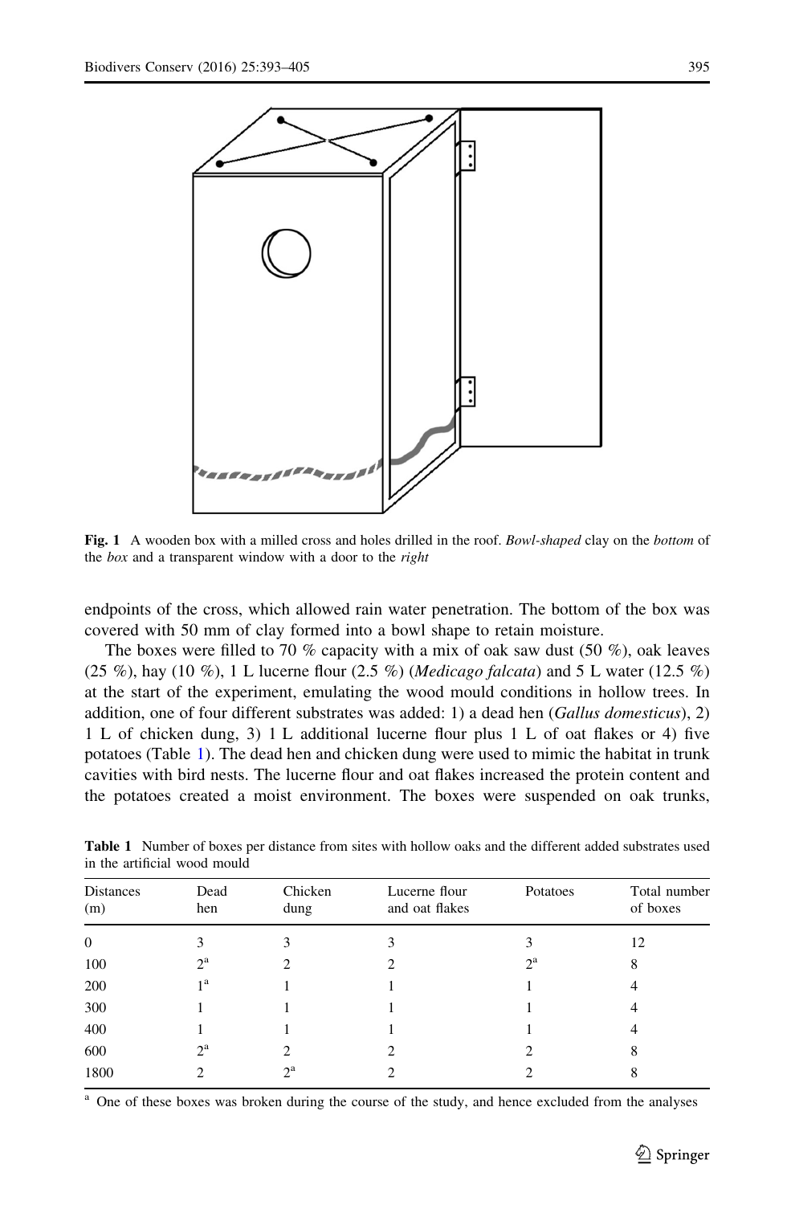**Fig. 1** A wooden box with a milled cross and holes drilled in the roof. *Bowl-shaped* clay on the *bottom* of the *box* and a transparent window with a door to the *right*

endpoints of the cross, which allowed rain water penetration. The bottom of the box was covered with 50 mm of clay formed into a bowl shape to retain moisture.

The boxes were filled to 70 % capacity with a mix of oak saw dust (50 %), oak leaves (25 %), hay (10 %), 1 L lucerne flour (2.5 %) (*Medicago falcata*) and 5 L water (12.5 %) at the start of the experiment, emulating the wood mould conditions in hollow trees. In addition, one of four different substrates was added: 1) a dead hen (*Gallus domesticus*), 2) 1 L of chicken dung, 3) 1 L additional lucerne flour plus 1 L of oat flakes or 4) five potatoes (Table 1). The dead hen and chicken dung were used to mimic the habitat in trunk cavities with bird nests. The lucerne flour and oat flakes increased the protein content and the potatoes created a moist environment. The boxes were suspended on oak trunks,

**Table 1** Number of boxes per distance from sites with hollow oaks and the different added substrates used in the artificial wood mould

| Distances (m) | Dead hen | Chicken dung | Lucerne flour and oat flakes | Potatoes | Total number of boxes |
|---|---|---|---|---|---|
| 0 | 3 | 3 | 3 | 3 | 12 |
| 100 | 2[a] | 2 | 2 | 2[a] | 8 |
| 200 | 1[a] | 1 | 1 | 1 | 4 |
| 300 | 1 | 1 | 1 | 1 | 4 |
| 400 | 1 | 1 | 1 | 1 | 4 |
| 600 | 2[a] | 2 | 2 | 2 | 8 |
| 1800 | 2 | 2[a] | 2 | 2 | 8 |

[a] One of these boxes was broken during the course of the study, and hence excluded from the analyses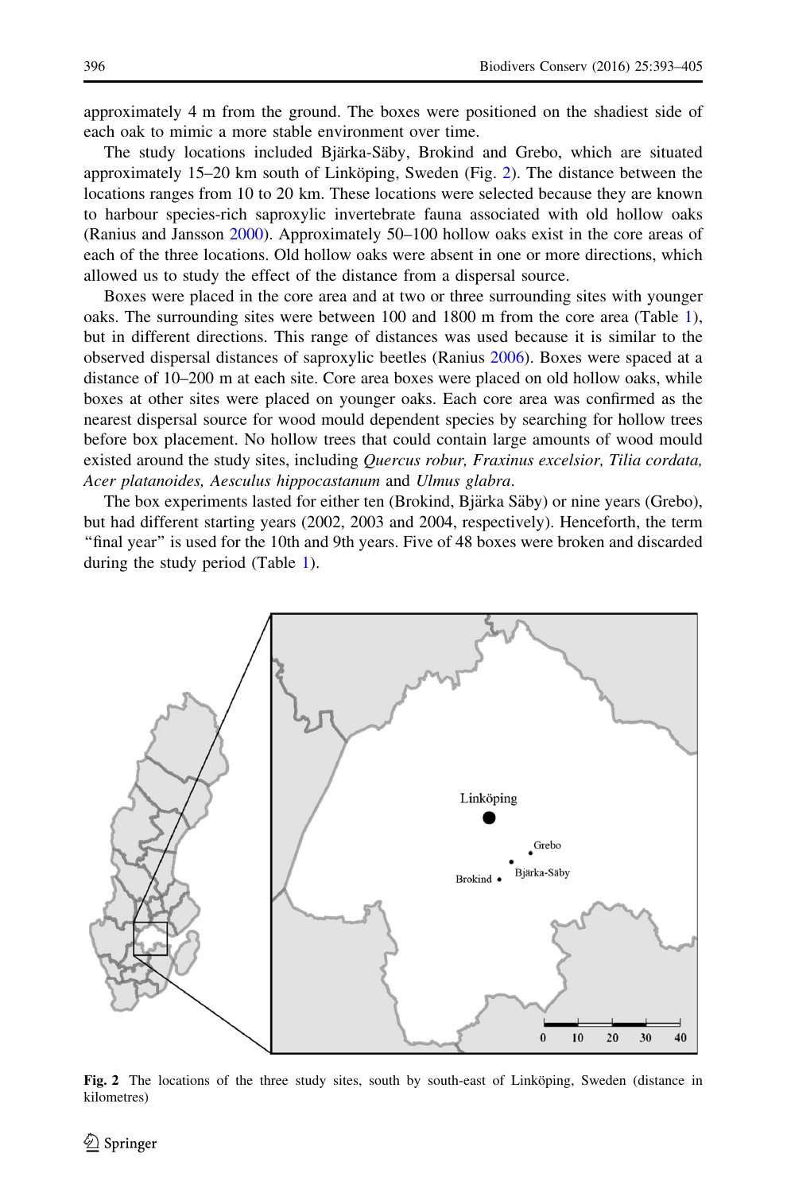approximately 4 m from the ground. The boxes were positioned on the shadiest side of each oak to mimic a more stable environment over time.

The study locations included Bjärka-Säby, Brokind and Grebo, which are situated approximately 15–20 km south of Linköping, Sweden (Fig. 2). The distance between the locations ranges from 10 to 20 km. These locations were selected because they are known to harbour species-rich saproxylic invertebrate fauna associated with old hollow oaks (Ranius and Jansson 2000). Approximately 50–100 hollow oaks exist in the core areas of each of the three locations. Old hollow oaks were absent in one or more directions, which allowed us to study the effect of the distance from a dispersal source.

Boxes were placed in the core area and at two or three surrounding sites with younger oaks. The surrounding sites were between 100 and 1800 m from the core area (Table 1), but in different directions. This range of distances was used because it is similar to the observed dispersal distances of saproxylic beetles (Ranius 2006). Boxes were spaced at a distance of 10–200 m at each site. Core area boxes were placed on old hollow oaks, while boxes at other sites were placed on younger oaks. Each core area was confirmed as the nearest dispersal source for wood mould dependent species by searching for hollow trees before box placement. No hollow trees that could contain large amounts of wood mould existed around the study sites, including *Quercus robur, Fraxinus excelsior, Tilia cordata, Acer platanoides, Aesculus hippocastanum* and *Ulmus glabra*.

The box experiments lasted for either ten (Brokind, Bjärka Säby) or nine years (Grebo), but had different starting years (2002, 2003 and 2004, respectively). Henceforth, the term "final year" is used for the 10th and 9th years. Five of 48 boxes were broken and discarded during the study period (Table 1).

**Fig. 2** The locations of the three study sites, south by south-east of Linköping, Sweden (distance in kilometres)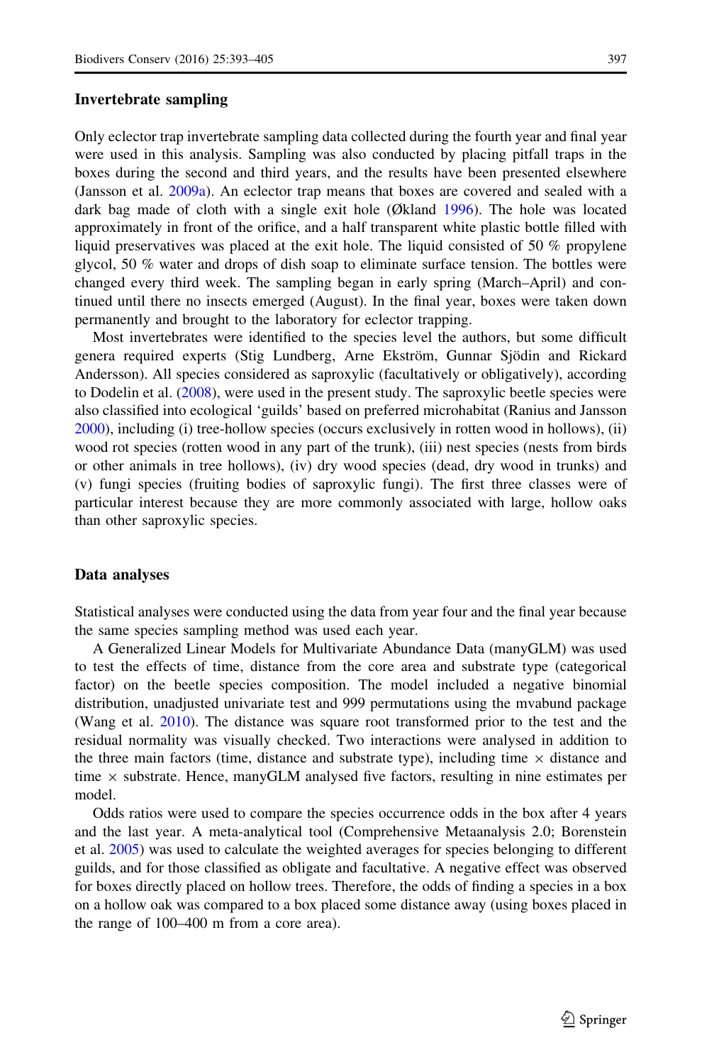### Invertebrate sampling

Only eclector trap invertebrate sampling data collected during the fourth year and final year were used in this analysis. Sampling was also conducted by placing pitfall traps in the boxes during the second and third years, and the results have been presented elsewhere (Jansson et al. 2009a). An eclector trap means that boxes are covered and sealed with a dark bag made of cloth with a single exit hole (Økland 1996). The hole was located approximately in front of the orifice, and a half transparent white plastic bottle filled with liquid preservatives was placed at the exit hole. The liquid consisted of 50 % propylene glycol, 50 % water and drops of dish soap to eliminate surface tension. The bottles were changed every third week. The sampling began in early spring (March–April) and continued until there no insects emerged (August). In the final year, boxes were taken down permanently and brought to the laboratory for eclector trapping.

Most invertebrates were identified to the species level the authors, but some difficult genera required experts (Stig Lundberg, Arne Ekström, Gunnar Sjödin and Rickard Andersson). All species considered as saproxylic (facultatively or obligatively), according to Dodelin et al. (2008), were used in the present study. The saproxylic beetle species were also classified into ecological 'guilds' based on preferred microhabitat (Ranius and Jansson 2000), including (i) tree-hollow species (occurs exclusively in rotten wood in hollows), (ii) wood rot species (rotten wood in any part of the trunk), (iii) nest species (nests from birds or other animals in tree hollows), (iv) dry wood species (dead, dry wood in trunks) and (v) fungi species (fruiting bodies of saproxylic fungi). The first three classes were of particular interest because they are more commonly associated with large, hollow oaks than other saproxylic species.

### Data analyses

Statistical analyses were conducted using the data from year four and the final year because the same species sampling method was used each year.

A Generalized Linear Models for Multivariate Abundance Data (manyGLM) was used to test the effects of time, distance from the core area and substrate type (categorical factor) on the beetle species composition. The model included a negative binomial distribution, unadjusted univariate test and 999 permutations using the mvabund package (Wang et al. 2010). The distance was square root transformed prior to the test and the residual normality was visually checked. Two interactions were analysed in addition to the three main factors (time, distance and substrate type), including time $\times$ distance and time $\times$ substrate. Hence, manyGLM analysed five factors, resulting in nine estimates per model.

Odds ratios were used to compare the species occurrence odds in the box after 4 years and the last year. A meta-analytical tool (Comprehensive Metaanalysis 2.0; Borenstein et al. 2005) was used to calculate the weighted averages for species belonging to different guilds, and for those classified as obligate and facultative. A negative effect was observed for boxes directly placed on hollow trees. Therefore, the odds of finding a species in a box on a hollow oak was compared to a box placed some distance away (using boxes placed in the range of 100–400 m from a core area).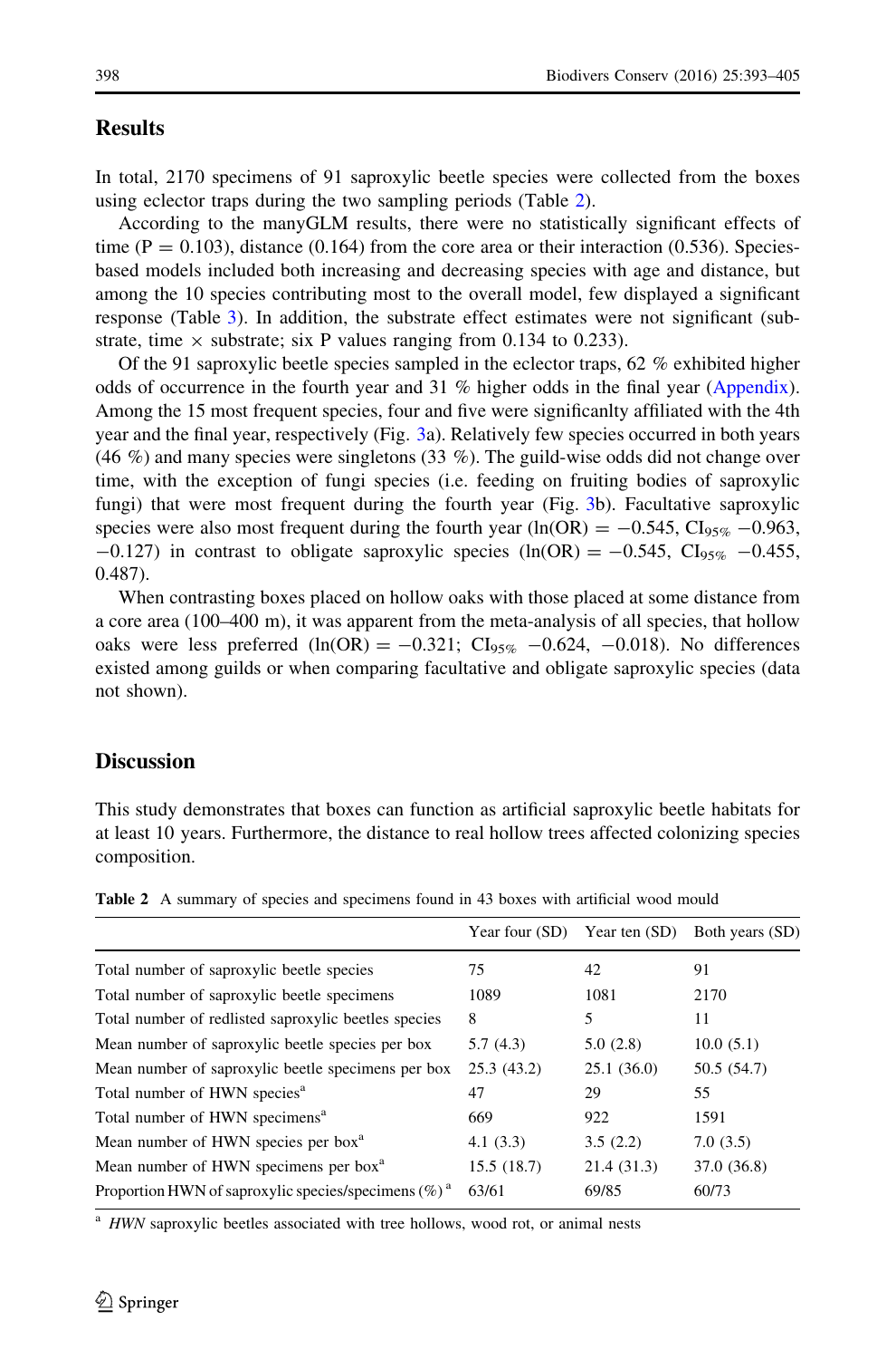## Results

In total, 2170 specimens of 91 saproxylic beetle species were collected from the boxes using eclector traps during the two sampling periods (Table 2).

According to the manyGLM results, there were no statistically significant effects of time ($P = 0.103$), distance (0.164) from the core area or their interaction (0.536). Species-based models included both increasing and decreasing species with age and distance, but among the 10 species contributing most to the overall model, few displayed a significant response (Table 3). In addition, the substrate effect estimates were not significant (substrate, time × substrate; six P values ranging from 0.134 to 0.233).

Of the 91 saproxylic beetle species sampled in the eclector traps, 62 % exhibited higher odds of occurrence in the fourth year and 31 % higher odds in the final year (Appendix). Among the 15 most frequent species, four and five were significanlty affiliated with the 4th year and the final year, respectively (Fig. 3a). Relatively few species occurred in both years (46 %) and many species were singletons (33 %). The guild-wise odds did not change over time, with the exception of fungi species (i.e. feeding on fruiting bodies of saproxylic fungi) that were most frequent during the fourth year (Fig. 3b). Facultative saproxylic species were also most frequent during the fourth year ($\ln(OR) = -0.545$, $CI_{95\%}$ $-0.963$, $-0.127$) in contrast to obligate saproxylic species ($\ln(OR) = -0.545$, $CI_{95\%}$ $-0.455$, 0.487).

When contrasting boxes placed on hollow oaks with those placed at some distance from a core area (100–400 m), it was apparent from the meta-analysis of all species, that hollow oaks were less preferred ($\ln(OR) = -0.321$; $CI_{95\%}$ $-0.624$, $-0.018$). No differences existed among guilds or when comparing facultative and obligate saproxylic species (data not shown).

## Discussion

This study demonstrates that boxes can function as artificial saproxylic beetle habitats for at least 10 years. Furthermore, the distance to real hollow trees affected colonizing species composition.

**Table 2** A summary of species and specimens found in 43 boxes with artificial wood mould

| | Year four (SD) | Year ten (SD) | Both years (SD) |
|---|---|---|---|
| Total number of saproxylic beetle species | 75 | 42 | 91 |
| Total number of saproxylic beetle specimens | 1089 | 1081 | 2170 |
| Total number of redlisted saproxylic beetles species | 8 | 5 | 11 |
| Mean number of saproxylic beetle species per box | 5.7 (4.3) | 5.0 (2.8) | 10.0 (5.1) |
| Mean number of saproxylic beetle specimens per box | 25.3 (43.2) | 25.1 (36.0) | 50.5 (54.7) |
| Total number of HWN species[a] | 47 | 29 | 55 |
| Total number of HWN specimens[a] | 669 | 922 | 1591 |
| Mean number of HWN species per box[a] | 4.1 (3.3) | 3.5 (2.2) | 7.0 (3.5) |
| Mean number of HWN specimens per box[a] | 15.5 (18.7) | 21.4 (31.3) | 37.0 (36.8) |
| Proportion HWN of saproxylic species/specimens (%)[a] | 63/61 | 69/85 | 60/73 |

[a] *HWN* saproxylic beetles associated with tree hollows, wood rot, or animal nests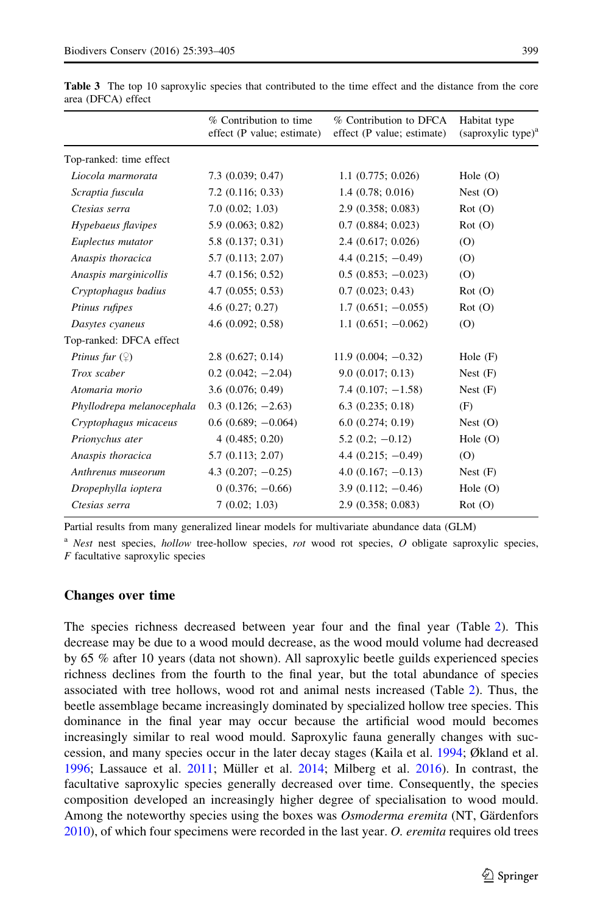**Table 3** The top 10 saproxylic species that contributed to the time effect and the distance from the core area (DFCA) effect

| | % Contribution to time effect (P value; estimate) | % Contribution to DFCA effect (P value; estimate) | Habitat type (saproxylic type)[a] |
|---|---|---|---|
| Top-ranked: time effect | | | |
| *Liocola marmorata* | 7.3 (0.039; 0.47) | 1.1 (0.775; 0.026) | Hole (O) |
| *Scraptia fuscula* | 7.2 (0.116; 0.33) | 1.4 (0.78; 0.016) | Nest (O) |
| *Ctesias serra* | 7.0 (0.02; 1.03) | 2.9 (0.358; 0.083) | Rot (O) |
| *Hypebaeus flavipes* | 5.9 (0.063; 0.82) | 0.7 (0.884; 0.023) | Rot (O) |
| *Euplectus mutator* | 5.8 (0.137; 0.31) | 2.4 (0.617; 0.026) | (O) |
| *Anaspis thoracica* | 5.7 (0.113; 2.07) | 4.4 (0.215; −0.49) | (O) |
| *Anaspis marginicollis* | 4.7 (0.156; 0.52) | 0.5 (0.853; −0.023) | (O) |
| *Cryptophagus badius* | 4.7 (0.055; 0.53) | 0.7 (0.023; 0.43) | Rot (O) |
| *Ptinus rufipes* | 4.6 (0.27; 0.27) | 1.7 (0.651; −0.055) | Rot (O) |
| *Dasytes cyaneus* | 4.6 (0.092; 0.58) | 1.1 (0.651; −0.062) | (O) |
| Top-ranked: DFCA effect | | | |
| *Ptinus fur* (♀) | 2.8 (0.627; 0.14) | 11.9 (0.004; −0.32) | Hole (F) |
| *Trox scaber* | 0.2 (0.042; −2.04) | 9.0 (0.017; 0.13) | Nest (F) |
| *Atomaria morio* | 3.6 (0.076; 0.49) | 7.4 (0.107; −1.58) | Nest (F) |
| *Phyllodrepa melanocephala* | 0.3 (0.126; −2.63) | 6.3 (0.235; 0.18) | (F) |
| *Cryptophagus micaceus* | 0.6 (0.689; −0.064) | 6.0 (0.274; 0.19) | Nest (O) |
| *Prionychus ater* | 4 (0.485; 0.20) | 5.2 (0.2; −0.12) | Hole (O) |
| *Anaspis thoracica* | 5.7 (0.113; 2.07) | 4.4 (0.215; −0.49) | (O) |
| *Anthrenus museorum* | 4.3 (0.207; −0.25) | 4.0 (0.167; −0.13) | Nest (F) |
| *Dropephylla ioptera* | 0 (0.376; −0.66) | 3.9 (0.112; −0.46) | Hole (O) |
| *Ctesias serra* | 7 (0.02; 1.03) | 2.9 (0.358; 0.083) | Rot (O) |

Partial results from many generalized linear models for multivariate abundance data (GLM)

[a] *Nest* nest species, *hollow* tree-hollow species, *rot* wood rot species, *O* obligate saproxylic species, *F* facultative saproxylic species

## Changes over time

The species richness decreased between year four and the final year (Table 2). This decrease may be due to a wood mould decrease, as the wood mould volume had decreased by 65 % after 10 years (data not shown). All saproxylic beetle guilds experienced species richness declines from the fourth to the final year, but the total abundance of species associated with tree hollows, wood rot and animal nests increased (Table 2). Thus, the beetle assemblage became increasingly dominated by specialized hollow tree species. This dominance in the final year may occur because the artificial wood mould becomes increasingly similar to real wood mould. Saproxylic fauna generally changes with succession, and many species occur in the later decay stages (Kaila et al. 1994; Økland et al. 1996; Lassauce et al. 2011; Müller et al. 2014; Milberg et al. 2016). In contrast, the facultative saproxylic species generally decreased over time. Consequently, the species composition developed an increasingly higher degree of specialisation to wood mould. Among the noteworthy species using the boxes was *Osmoderma eremita* (NT, Gärdenfors 2010), of which four specimens were recorded in the last year. *O. eremita* requires old trees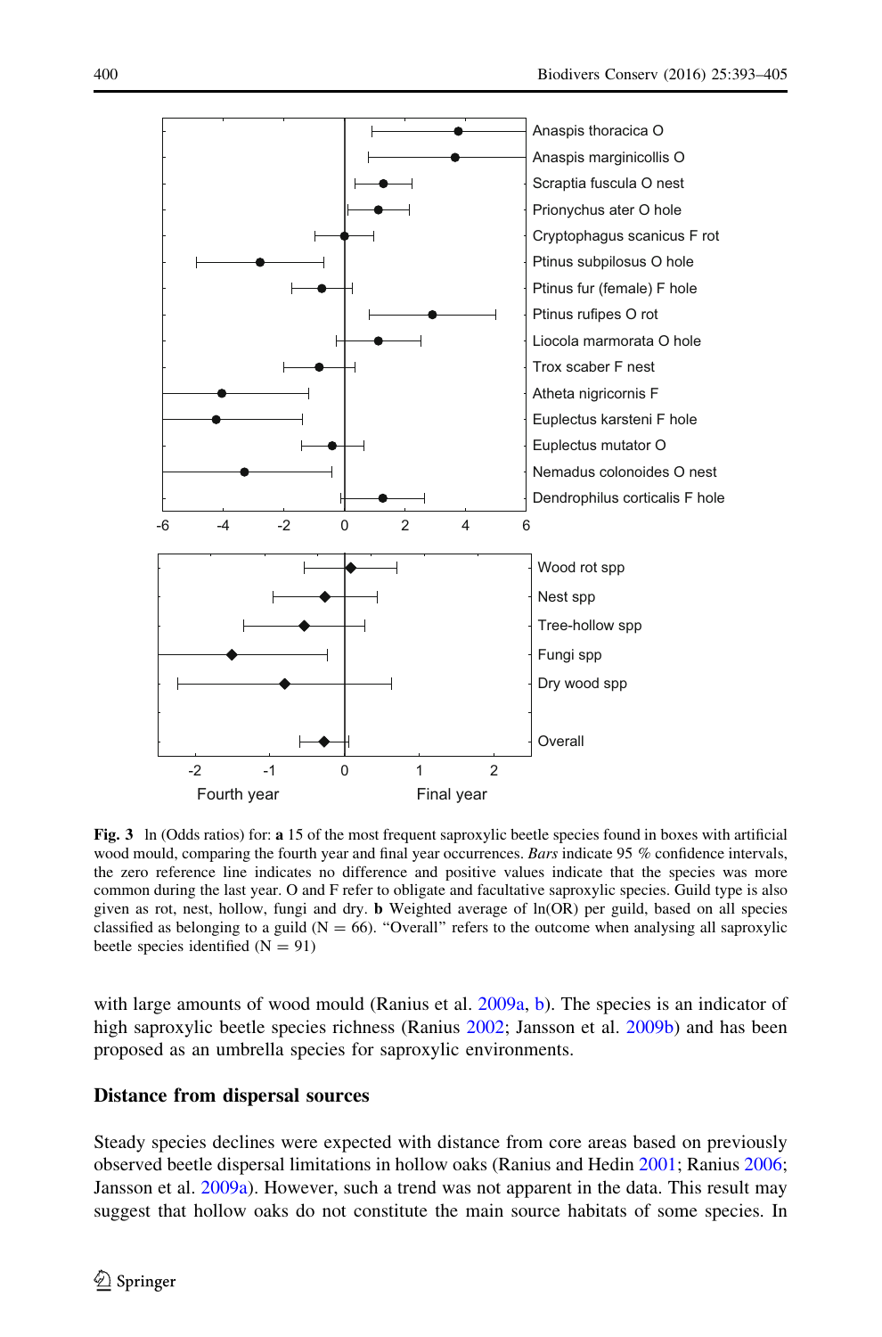**Fig. 3** ln (Odds ratios) for: **a** 15 of the most frequent saproxylic beetle species found in boxes with artificial wood mould, comparing the fourth year and final year occurrences. *Bars* indicate 95 % confidence intervals, the zero reference line indicates no difference and positive values indicate that the species was more common during the last year. O and F refer to obligate and facultative saproxylic species. Guild type is also given as rot, nest, hollow, fungi and dry. **b** Weighted average of ln(OR) per guild, based on all species classified as belonging to a guild (N = 66). "Overall" refers to the outcome when analysing all saproxylic beetle species identified (N = 91)

with large amounts of wood mould (Ranius et al. 2009a, b). The species is an indicator of high saproxylic beetle species richness (Ranius 2002; Jansson et al. 2009b) and has been proposed as an umbrella species for saproxylic environments.

## Distance from dispersal sources

Steady species declines were expected with distance from core areas based on previously observed beetle dispersal limitations in hollow oaks (Ranius and Hedin 2001; Ranius 2006; Jansson et al. 2009a). However, such a trend was not apparent in the data. This result may suggest that hollow oaks do not constitute the main source habitats of some species. In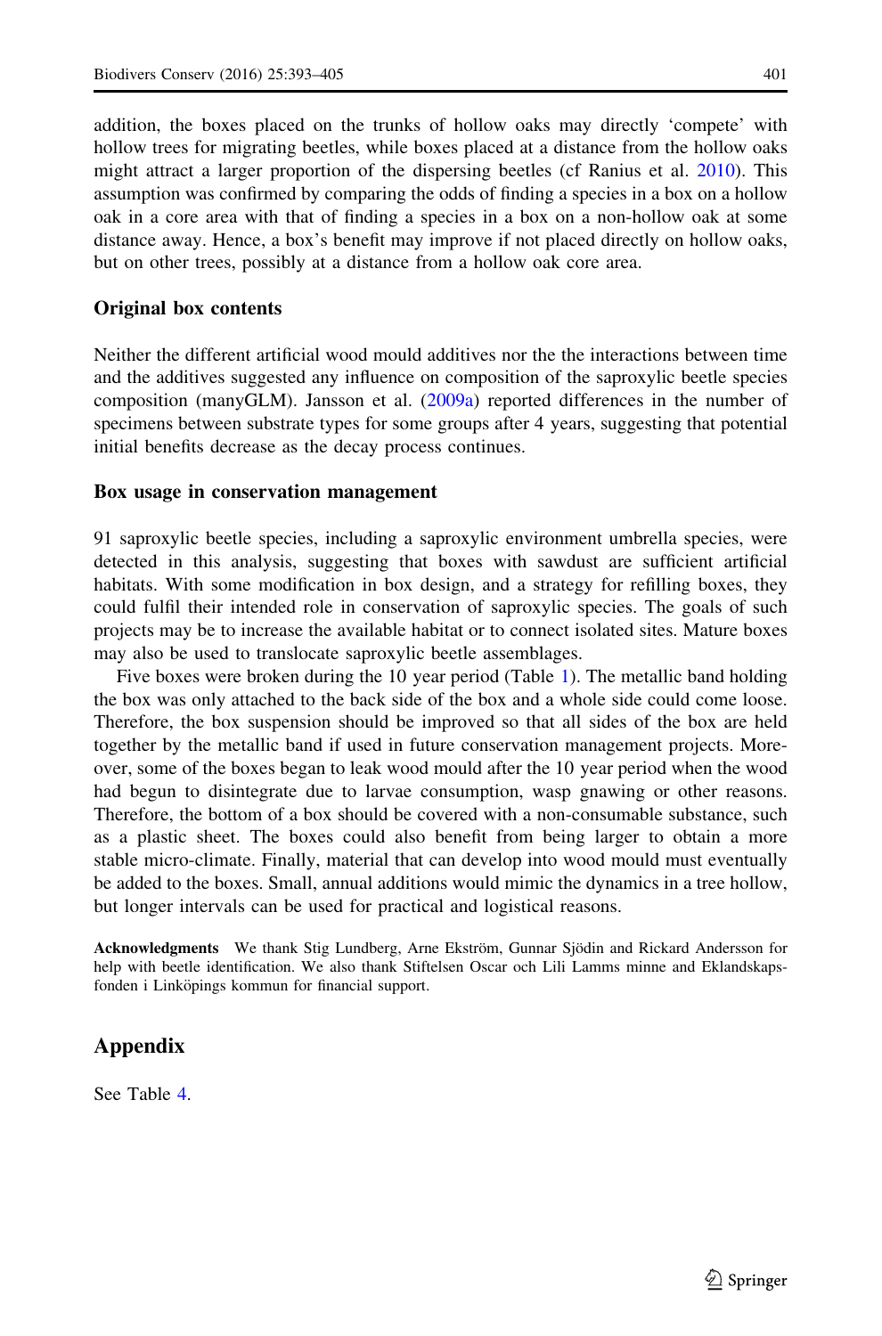addition, the boxes placed on the trunks of hollow oaks may directly 'compete' with hollow trees for migrating beetles, while boxes placed at a distance from the hollow oaks might attract a larger proportion of the dispersing beetles (cf Ranius et al. 2010). This assumption was confirmed by comparing the odds of finding a species in a box on a hollow oak in a core area with that of finding a species in a box on a non-hollow oak at some distance away. Hence, a box's benefit may improve if not placed directly on hollow oaks, but on other trees, possibly at a distance from a hollow oak core area.

### Original box contents

Neither the different artificial wood mould additives nor the the interactions between time and the additives suggested any influence on composition of the saproxylic beetle species composition (manyGLM). Jansson et al. (2009a) reported differences in the number of specimens between substrate types for some groups after 4 years, suggesting that potential initial benefits decrease as the decay process continues.

### Box usage in conservation management

91 saproxylic beetle species, including a saproxylic environment umbrella species, were detected in this analysis, suggesting that boxes with sawdust are sufficient artificial habitats. With some modification in box design, and a strategy for refilling boxes, they could fulfil their intended role in conservation of saproxylic species. The goals of such projects may be to increase the available habitat or to connect isolated sites. Mature boxes may also be used to translocate saproxylic beetle assemblages.

Five boxes were broken during the 10 year period (Table 1). The metallic band holding the box was only attached to the back side of the box and a whole side could come loose. Therefore, the box suspension should be improved so that all sides of the box are held together by the metallic band if used in future conservation management projects. Moreover, some of the boxes began to leak wood mould after the 10 year period when the wood had begun to disintegrate due to larvae consumption, wasp gnawing or other reasons. Therefore, the bottom of a box should be covered with a non-consumable substance, such as a plastic sheet. The boxes could also benefit from being larger to obtain a more stable micro-climate. Finally, material that can develop into wood mould must eventually be added to the boxes. Small, annual additions would mimic the dynamics in a tree hollow, but longer intervals can be used for practical and logistical reasons.

**Acknowledgments** We thank Stig Lundberg, Arne Ekström, Gunnar Sjödin and Rickard Andersson for help with beetle identification. We also thank Stiftelsen Oscar och Lili Lamms minne and Eklandskapsfonden i Linköpings kommun for financial support.

## Appendix

See Table 4.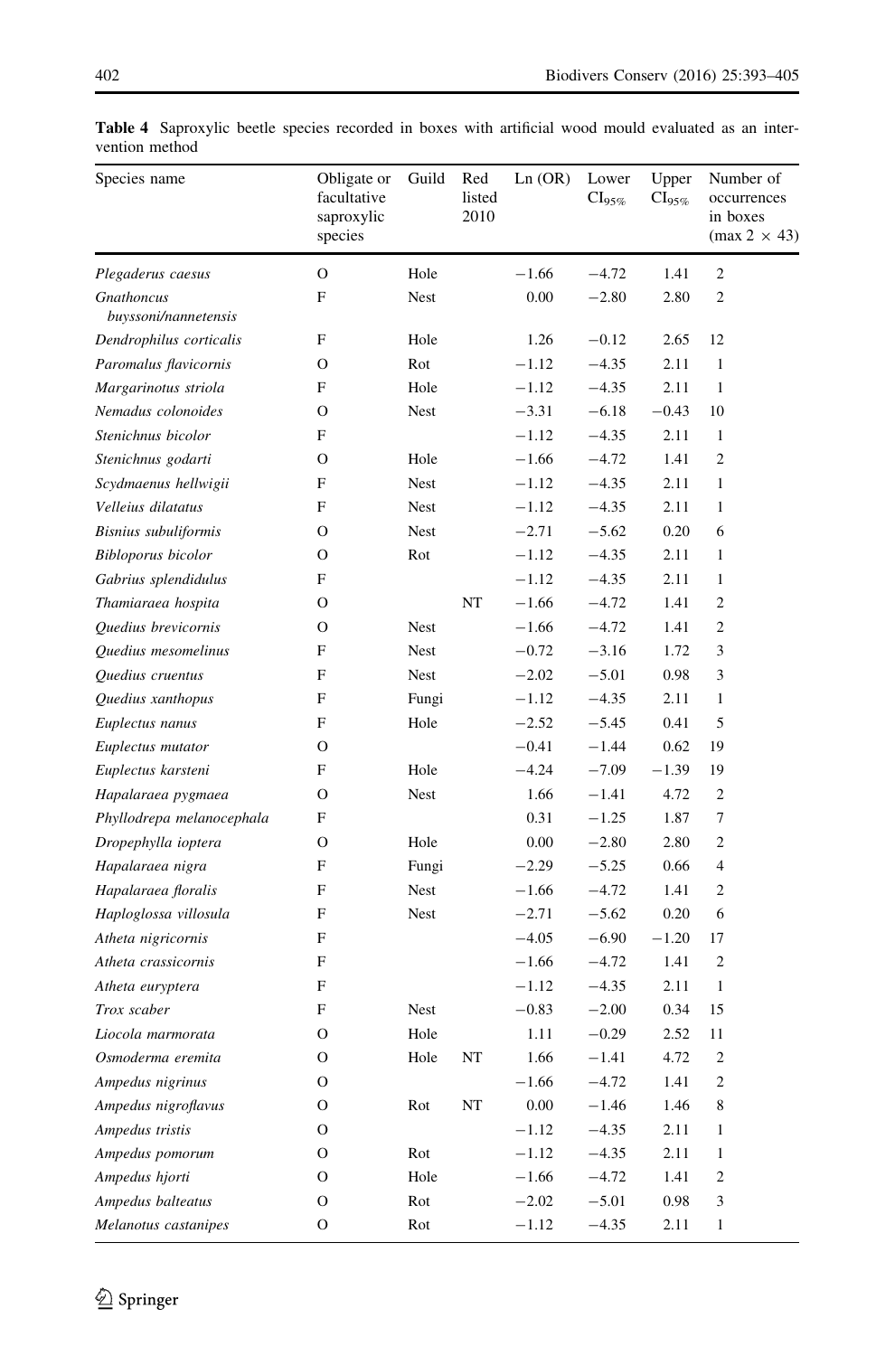**Table 4** Saproxylic beetle species recorded in boxes with artificial wood mould evaluated as an intervention method

| Species name | Obligate or facultative saproxylic species | Guild | Red listed 2010 | Ln (OR) | Lower $CI_{95\%}$ | Upper $CI_{95\%}$ | Number of occurrences in boxes (max $2 \times 43$) |
|---|---|---|---|---|---|---|---|
| *Plegaderus caesus* | O | Hole | | −1.66 | −4.72 | 1.41 | 2 |
| *Gnathoncus buyssoni/nannetensis* | F | Nest | | 0.00 | −2.80 | 2.80 | 2 |
| *Dendrophilus corticalis* | F | Hole | | 1.26 | −0.12 | 2.65 | 12 |
| *Paromalus flavicornis* | O | Rot | | −1.12 | −4.35 | 2.11 | 1 |
| *Margarinotus striola* | F | Hole | | −1.12 | −4.35 | 2.11 | 1 |
| *Nemadus colonoides* | O | Nest | | −3.31 | −6.18 | −0.43 | 10 |
| *Stenichnus bicolor* | F | | | −1.12 | −4.35 | 2.11 | 1 |
| *Stenichnus godarti* | O | Hole | | −1.66 | −4.72 | 1.41 | 2 |
| *Scydmaenus hellwigii* | F | Nest | | −1.12 | −4.35 | 2.11 | 1 |
| *Velleius dilatatus* | F | Nest | | −1.12 | −4.35 | 2.11 | 1 |
| *Bisnius subuliformis* | O | Nest | | −2.71 | −5.62 | 0.20 | 6 |
| *Bibloporus bicolor* | O | Rot | | −1.12 | −4.35 | 2.11 | 1 |
| *Gabrius splendidulus* | F | | | −1.12 | −4.35 | 2.11 | 1 |
| *Thamiaraea hospita* | O | | NT | −1.66 | −4.72 | 1.41 | 2 |
| *Quedius brevicornis* | O | Nest | | −1.66 | −4.72 | 1.41 | 2 |
| *Quedius mesomelinus* | F | Nest | | −0.72 | −3.16 | 1.72 | 3 |
| *Quedius cruentus* | F | Nest | | −2.02 | −5.01 | 0.98 | 3 |
| *Quedius xanthopus* | F | Fungi | | −1.12 | −4.35 | 2.11 | 1 |
| *Euplectus nanus* | F | Hole | | −2.52 | −5.45 | 0.41 | 5 |
| *Euplectus mutator* | O | | | −0.41 | −1.44 | 0.62 | 19 |
| *Euplectus karsteni* | F | Hole | | −4.24 | −7.09 | −1.39 | 19 |
| *Hapalaraea pygmaea* | O | Nest | | 1.66 | −1.41 | 4.72 | 2 |
| *Phyllodrepa melanocephala* | F | | | 0.31 | −1.25 | 1.87 | 7 |
| *Dropephylla ioptera* | O | Hole | | 0.00 | −2.80 | 2.80 | 2 |
| *Hapalaraea nigra* | F | Fungi | | −2.29 | −5.25 | 0.66 | 4 |
| *Hapalaraea floralis* | F | Nest | | −1.66 | −4.72 | 1.41 | 2 |
| *Haploglossa villosula* | F | Nest | | −2.71 | −5.62 | 0.20 | 6 |
| *Atheta nigricornis* | F | | | −4.05 | −6.90 | −1.20 | 17 |
| *Atheta crassicornis* | F | | | −1.66 | −4.72 | 1.41 | 2 |
| *Atheta euryptera* | F | | | −1.12 | −4.35 | 2.11 | 1 |
| *Trox scaber* | F | Nest | | −0.83 | −2.00 | 0.34 | 15 |
| *Liocola marmorata* | O | Hole | | 1.11 | −0.29 | 2.52 | 11 |
| *Osmoderma eremita* | O | Hole | NT | 1.66 | −1.41 | 4.72 | 2 |
| *Ampedus nigrinus* | O | | | −1.66 | −4.72 | 1.41 | 2 |
| *Ampedus nigroflavus* | O | Rot | NT | 0.00 | −1.46 | 1.46 | 8 |
| *Ampedus tristis* | O | | | −1.12 | −4.35 | 2.11 | 1 |
| *Ampedus pomorum* | O | Rot | | −1.12 | −4.35 | 2.11 | 1 |
| *Ampedus hjorti* | O | Hole | | −1.66 | −4.72 | 1.41 | 2 |
| *Ampedus balteatus* | O | Rot | | −2.02 | −5.01 | 0.98 | 3 |
| *Melanotus castanipes* | O | Rot | | −1.12 | −4.35 | 2.11 | 1 |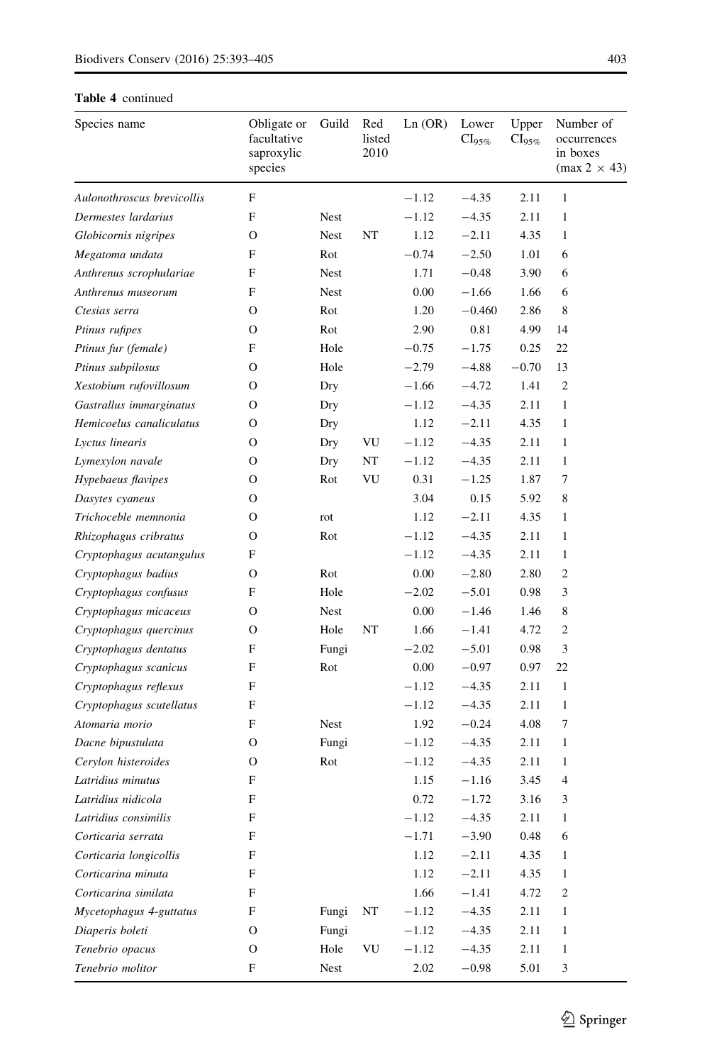**Table 4** continued

| Species name | Obligate or facultative saproxylic species | Guild | Red listed 2010 | Ln (OR) | Lower $CI_{95\%}$ | Upper $CI_{95\%}$ | Number of occurrences in boxes (max 2 × 43) |
|---|---|---|---|---|---|---|---|
| *Aulonothroscus brevicollis* | F | | | −1.12 | −4.35 | 2.11 | 1 |
| *Dermestes lardarius* | F | Nest | | −1.12 | −4.35 | 2.11 | 1 |
| *Globicornis nigripes* | O | Nest | NT | 1.12 | −2.11 | 4.35 | 1 |
| *Megatoma undata* | F | Rot | | −0.74 | −2.50 | 1.01 | 6 |
| *Anthrenus scrophulariae* | F | Nest | | 1.71 | −0.48 | 3.90 | 6 |
| *Anthrenus museorum* | F | Nest | | 0.00 | −1.66 | 1.66 | 6 |
| *Ctesias serra* | O | Rot | | 1.20 | −0.460 | 2.86 | 8 |
| *Ptinus rufipes* | O | Rot | | 2.90 | 0.81 | 4.99 | 14 |
| *Ptinus fur (female)* | F | Hole | | −0.75 | −1.75 | 0.25 | 22 |
| *Ptinus subpilosus* | O | Hole | | −2.79 | −4.88 | −0.70 | 13 |
| *Xestobium rufovillosum* | O | Dry | | −1.66 | −4.72 | 1.41 | 2 |
| *Gastrallus immarginatus* | O | Dry | | −1.12 | −4.35 | 2.11 | 1 |
| *Hemicoelus canaliculatus* | O | Dry | | 1.12 | −2.11 | 4.35 | 1 |
| *Lyctus linearis* | O | Dry | VU | −1.12 | −4.35 | 2.11 | 1 |
| *Lymexylon navale* | O | Dry | NT | −1.12 | −4.35 | 2.11 | 1 |
| *Hypebaeus flavipes* | O | Rot | VU | 0.31 | −1.25 | 1.87 | 7 |
| *Dasytes cyaneus* | O | | | 3.04 | 0.15 | 5.92 | 8 |
| *Trichoceble memnonia* | O | rot | | 1.12 | −2.11 | 4.35 | 1 |
| *Rhizophagus cribratus* | O | Rot | | −1.12 | −4.35 | 2.11 | 1 |
| *Cryptophagus acutangulus* | F | | | −1.12 | −4.35 | 2.11 | 1 |
| *Cryptophagus badius* | O | Rot | | 0.00 | −2.80 | 2.80 | 2 |
| *Cryptophagus confusus* | F | Hole | | −2.02 | −5.01 | 0.98 | 3 |
| *Cryptophagus micaceus* | O | Nest | | 0.00 | −1.46 | 1.46 | 8 |
| *Cryptophagus quercinus* | O | Hole | NT | 1.66 | −1.41 | 4.72 | 2 |
| *Cryptophagus dentatus* | F | Fungi | | −2.02 | −5.01 | 0.98 | 3 |
| *Cryptophagus scanicus* | F | Rot | | 0.00 | −0.97 | 0.97 | 22 |
| *Cryptophagus reflexus* | F | | | −1.12 | −4.35 | 2.11 | 1 |
| *Cryptophagus scutellatus* | F | | | −1.12 | −4.35 | 2.11 | 1 |
| *Atomaria morio* | F | Nest | | 1.92 | −0.24 | 4.08 | 7 |
| *Dacne bipustulata* | O | Fungi | | −1.12 | −4.35 | 2.11 | 1 |
| *Cerylon histeroides* | O | Rot | | −1.12 | −4.35 | 2.11 | 1 |
| *Latridius minutus* | F | | | 1.15 | −1.16 | 3.45 | 4 |
| *Latridius nidicola* | F | | | 0.72 | −1.72 | 3.16 | 3 |
| *Latridius consimilis* | F | | | −1.12 | −4.35 | 2.11 | 1 |
| *Corticaria serrata* | F | | | −1.71 | −3.90 | 0.48 | 6 |
| *Corticaria longicollis* | F | | | 1.12 | −2.11 | 4.35 | 1 |
| *Corticarina minuta* | F | | | 1.12 | −2.11 | 4.35 | 1 |
| *Corticarina similata* | F | | | 1.66 | −1.41 | 4.72 | 2 |
| *Mycetophagus 4-guttatus* | F | Fungi | NT | −1.12 | −4.35 | 2.11 | 1 |
| *Diaperis boleti* | O | Fungi | | −1.12 | −4.35 | 2.11 | 1 |
| *Tenebrio opacus* | O | Hole | VU | −1.12 | −4.35 | 2.11 | 1 |
| *Tenebrio molitor* | F | Nest | | 2.02 | −0.98 | 5.01 | 3 |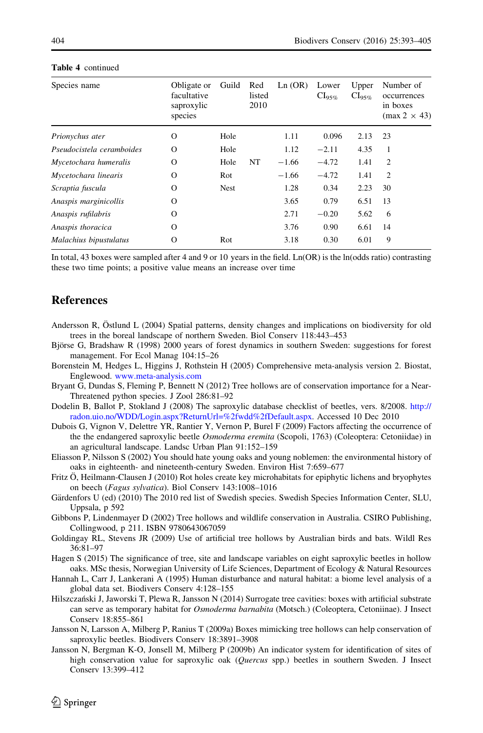**Table 4** continued

| Species name | Obligate or facultative saproxylic species | Guild | Red listed 2010 | Ln (OR) | Lower $CI_{95\%}$ | Upper $CI_{95\%}$ | Number of occurrences in boxes (max 2 × 43) |
|---|---|---|---|---|---|---|---|
| *Prionychus ater* | O | Hole | | 1.11 | 0.096 | 2.13 | 23 |
| *Pseudocistela ceramboides* | O | Hole | | 1.12 | −2.11 | 4.35 | 1 |
| *Mycetochara humeralis* | O | Hole | NT | −1.66 | −4.72 | 1.41 | 2 |
| *Mycetochara linearis* | O | Rot | | −1.66 | −4.72 | 1.41 | 2 |
| *Scraptia fuscula* | O | Nest | | 1.28 | 0.34 | 2.23 | 30 |
| *Anaspis marginicollis* | O | | | 3.65 | 0.79 | 6.51 | 13 |
| *Anaspis rufilabris* | O | | | 2.71 | −0.20 | 5.62 | 6 |
| *Anaspis thoracica* | O | | | 3.76 | 0.90 | 6.61 | 14 |
| *Malachius bipustulatus* | O | Rot | | 3.18 | 0.30 | 6.01 | 9 |

In total, 43 boxes were sampled after 4 and 9 or 10 years in the field. Ln(OR) is the ln(odds ratio) contrasting these two time points; a positive value means an increase over time

## References

Andersson R, Östlund L (2004) Spatial patterns, density changes and implications on biodiversity for old trees in the boreal landscape of northern Sweden. Biol Conserv 118:443–453

Björse G, Bradshaw R (1998) 2000 years of forest dynamics in southern Sweden: suggestions for forest management. For Ecol Manag 104:15–26

Borenstein M, Hedges L, Higgins J, Rothstein H (2005) Comprehensive meta-analysis version 2. Biostat, Englewood. www.meta-analysis.com

Bryant G, Dundas S, Fleming P, Bennett N (2012) Tree hollows are of conservation importance for a Near-Threatened python species. J Zool 286:81–92

Dodelin B, Ballot P, Stokland J (2008) The saproxylic database checklist of beetles, vers. 8/2008. http://radon.uio.no/WDD/Login.aspx?ReturnUrl=%2fwdd%2fDefault.aspx. Accessed 10 Dec 2010

Dubois G, Vignon V, Delettre YR, Rantier Y, Vernon P, Burel F (2009) Factors affecting the occurrence of the the endangered saproxylic beetle *Osmoderma eremita* (Scopoli, 1763) (Coleoptera: Cetoniidae) in an agricultural landscape. Landsc Urban Plan 91:152–159

Eliasson P, Nilsson S (2002) You should hate young oaks and young noblemen: the environmental history of oaks in eighteenth- and nineteenth-century Sweden. Environ Hist 7:659–677

Fritz Ö, Heilmann-Clausen J (2010) Rot holes create key microhabitats for epiphytic lichens and bryophytes on beech (*Fagus sylvatica*). Biol Conserv 143:1008–1016

Gärdenfors U (ed) (2010) The 2010 red list of Swedish species. Swedish Species Information Center, SLU, Uppsala, p 592

Gibbons P, Lindenmayer D (2002) Tree hollows and wildlife conservation in Australia. CSIRO Publishing, Collingwood, p 211. ISBN 9780643067059

Goldingay RL, Stevens JR (2009) Use of artificial tree hollows by Australian birds and bats. Wildl Res 36:81–97

Hagen S (2015) The significance of tree, site and landscape variables on eight saproxylic beetles in hollow oaks. MSc thesis, Norwegian University of Life Sciences, Department of Ecology & Natural Resources

Hannah L, Carr J, Lankerani A (1995) Human disturbance and natural habitat: a biome level analysis of a global data set. Biodivers Conserv 4:128–155

Hilszczański J, Jaworski T, Plewa R, Jansson N (2014) Surrogate tree cavities: boxes with artificial substrate can serve as temporary habitat for *Osmoderma barnabita* (Motsch.) (Coleoptera, Cetoniinae). J Insect Conserv 18:855–861

Jansson N, Larsson A, Milberg P, Ranius T (2009a) Boxes mimicking tree hollows can help conservation of saproxylic beetles. Biodivers Conserv 18:3891–3908

Jansson N, Bergman K-O, Jonsell M, Milberg P (2009b) An indicator system for identification of sites of high conservation value for saproxylic oak (*Quercus* spp.) beetles in southern Sweden. J Insect Conserv 13:399–412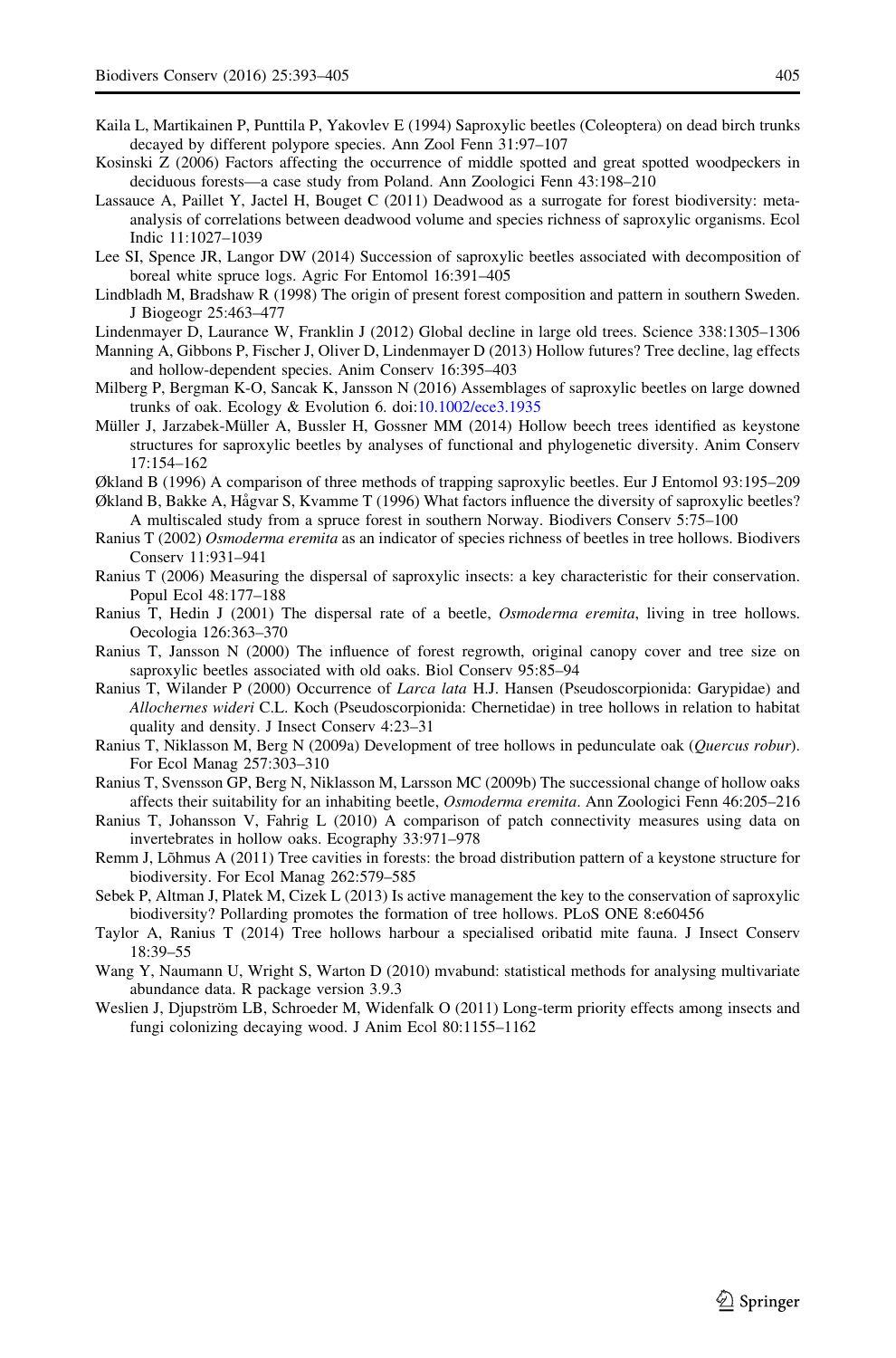Kaila L, Martikainen P, Punttila P, Yakovlev E (1994) Saproxylic beetles (Coleoptera) on dead birch trunks decayed by different polypore species. Ann Zool Fenn 31:97–107

Kosinski Z (2006) Factors affecting the occurrence of middle spotted and great spotted woodpeckers in deciduous forests—a case study from Poland. Ann Zoologici Fenn 43:198–210

Lassauce A, Paillet Y, Jactel H, Bouget C (2011) Deadwood as a surrogate for forest biodiversity: meta-analysis of correlations between deadwood volume and species richness of saproxylic organisms. Ecol Indic 11:1027–1039

Lee SI, Spence JR, Langor DW (2014) Succession of saproxylic beetles associated with decomposition of boreal white spruce logs. Agric For Entomol 16:391–405

Lindbladh M, Bradshaw R (1998) The origin of present forest composition and pattern in southern Sweden. J Biogeogr 25:463–477

Lindenmayer D, Laurance W, Franklin J (2012) Global decline in large old trees. Science 338:1305–1306

Manning A, Gibbons P, Fischer J, Oliver D, Lindenmayer D (2013) Hollow futures? Tree decline, lag effects and hollow-dependent species. Anim Conserv 16:395–403

Milberg P, Bergman K-O, Sancak K, Jansson N (2016) Assemblages of saproxylic beetles on large downed trunks of oak. Ecology & Evolution 6. doi:10.1002/ece3.1935

Müller J, Jarzabek-Müller A, Bussler H, Gossner MM (2014) Hollow beech trees identified as keystone structures for saproxylic beetles by analyses of functional and phylogenetic diversity. Anim Conserv 17:154–162

Økland B (1996) A comparison of three methods of trapping saproxylic beetles. Eur J Entomol 93:195–209

Økland B, Bakke A, Hågvar S, Kvamme T (1996) What factors influence the diversity of saproxylic beetles? A multiscaled study from a spruce forest in southern Norway. Biodivers Conserv 5:75–100

Ranius T (2002) *Osmoderma eremita* as an indicator of species richness of beetles in tree hollows. Biodivers Conserv 11:931–941

Ranius T (2006) Measuring the dispersal of saproxylic insects: a key characteristic for their conservation. Popul Ecol 48:177–188

Ranius T, Hedin J (2001) The dispersal rate of a beetle, *Osmoderma eremita*, living in tree hollows. Oecologia 126:363–370

Ranius T, Jansson N (2000) The influence of forest regrowth, original canopy cover and tree size on saproxylic beetles associated with old oaks. Biol Conserv 95:85–94

Ranius T, Wilander P (2000) Occurrence of *Larca lata* H.J. Hansen (Pseudoscorpionida: Garypidae) and *Allochernes wideri* C.L. Koch (Pseudoscorpionida: Chernetidae) in tree hollows in relation to habitat quality and density. J Insect Conserv 4:23–31

Ranius T, Niklasson M, Berg N (2009a) Development of tree hollows in pedunculate oak (*Quercus robur*). For Ecol Manag 257:303–310

Ranius T, Svensson GP, Berg N, Niklasson M, Larsson MC (2009b) The successional change of hollow oaks affects their suitability for an inhabiting beetle, *Osmoderma eremita*. Ann Zoologici Fenn 46:205–216

Ranius T, Johansson V, Fahrig L (2010) A comparison of patch connectivity measures using data on invertebrates in hollow oaks. Ecography 33:971–978

Remm J, Lõhmus A (2011) Tree cavities in forests: the broad distribution pattern of a keystone structure for biodiversity. For Ecol Manag 262:579–585

Sebek P, Altman J, Platek M, Cizek L (2013) Is active management the key to the conservation of saproxylic biodiversity? Pollarding promotes the formation of tree hollows. PLoS ONE 8:e60456

Taylor A, Ranius T (2014) Tree hollows harbour a specialised oribatid mite fauna. J Insect Conserv 18:39–55

Wang Y, Naumann U, Wright S, Warton D (2010) mvabund: statistical methods for analysing multivariate abundance data. R package version 3.9.3

Weslien J, Djupström LB, Schroeder M, Widenfalk O (2011) Long-term priority effects among insects and fungi colonizing decaying wood. J Anim Ecol 80:1155–1162